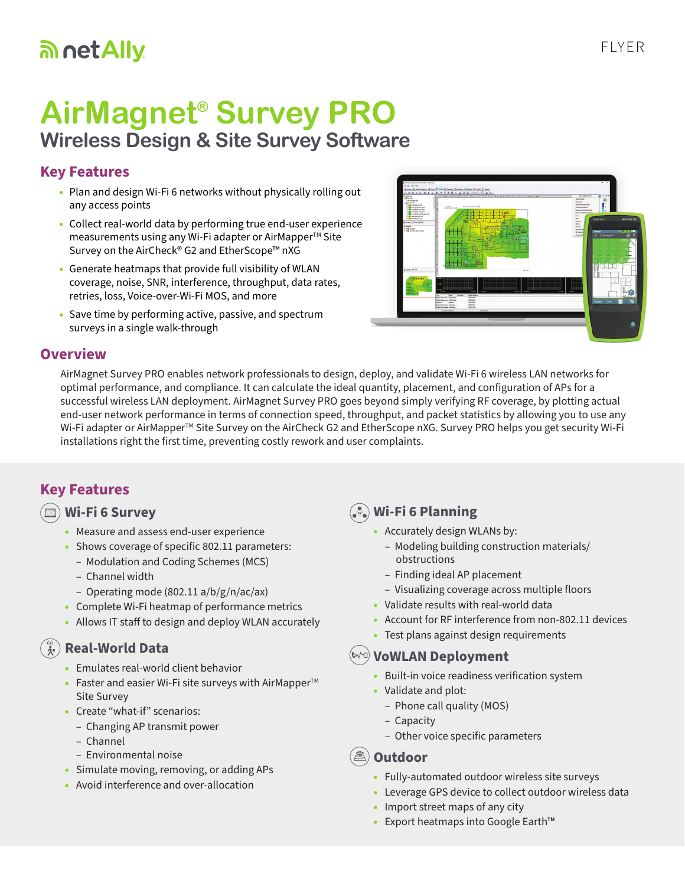netAlly

FLYER

# AirMagnet® Survey PRO

## Wireless Design & Site Survey Software

### Key Features

- Plan and design Wi-Fi 6 networks without physically rolling out any access points
- Collect real-world data by performing true end-user experience measurements using any Wi-Fi adapter or AirMapper™ Site Survey on the AirCheck® G2 and EtherScope™ nXG
- Generate heatmaps that provide full visibility of WLAN coverage, noise, SNR, interference, throughput, data rates, retries, loss, Voice-over-Wi-Fi MOS, and more
- Save time by performing active, passive, and spectrum surveys in a single walk-through

### Overview

AirMagnet Survey PRO enables network professionals to design, deploy, and validate Wi-Fi 6 wireless LAN networks for optimal performance, and compliance. It can calculate the ideal quantity, placement, and configuration of APs for a successful wireless LAN deployment. AirMagnet Survey PRO goes beyond simply verifying RF coverage, by plotting actual end-user network performance in terms of connection speed, throughput, and packet statistics by allowing you to use any Wi-Fi adapter or AirMapper™ Site Survey on the AirCheck G2 and EtherScope nXG. Survey PRO helps you get security Wi-Fi installations right the first time, preventing costly rework and user complaints.

### Key Features

#### Wi-Fi 6 Survey

- Measure and assess end-user experience
- Shows coverage of specific 802.11 parameters:
  - Modulation and Coding Schemes (MCS)
  - Channel width
  - Operating mode (802.11 a/b/g/n/ac/ax)
- Complete Wi-Fi heatmap of performance metrics
- Allows IT staff to design and deploy WLAN accurately

#### Real-World Data

- Emulates real-world client behavior
- Faster and easier Wi-Fi site surveys with AirMapper™ Site Survey
- Create "what-if" scenarios:
  - Changing AP transmit power
  - Channel
  - Environmental noise
- Simulate moving, removing, or adding APs
- Avoid interference and over-allocation

#### Wi-Fi 6 Planning

- Accurately design WLANs by:
  - Modeling building construction materials/ obstructions
  - Finding ideal AP placement
  - Visualizing coverage across multiple floors
- Validate results with real-world data
- Account for RF interference from non-802.11 devices
- Test plans against design requirements

#### VoWLAN Deployment

- Built-in voice readiness verification system
- Validate and plot:
  - Phone call quality (MOS)
  - Capacity
  - Other voice specific parameters

#### Outdoor

- Fully-automated outdoor wireless site surveys
- Leverage GPS device to collect outdoor wireless data
- Import street maps of any city
- Export heatmaps into Google Earth™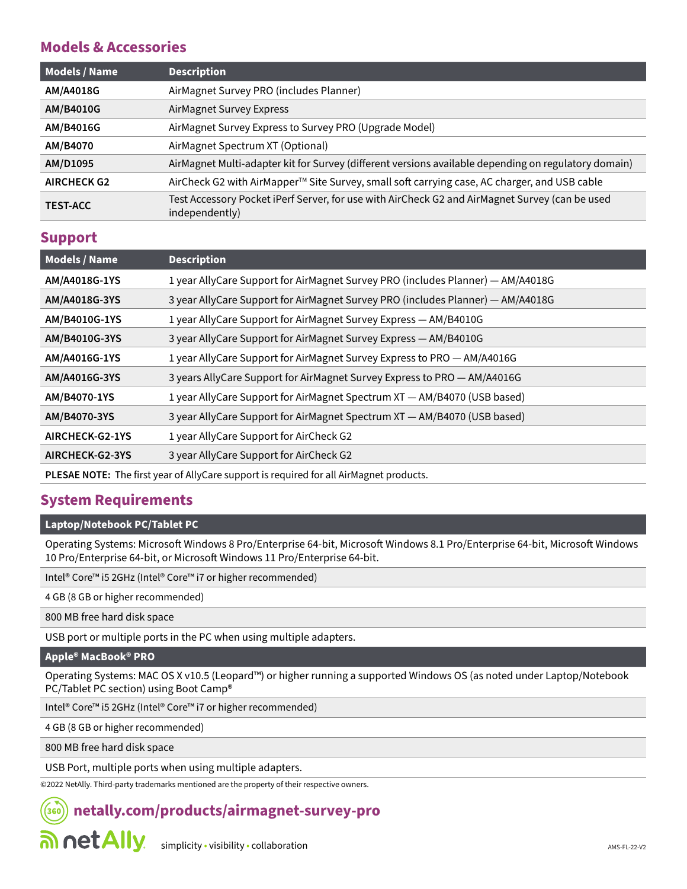## Models & Accessories

| Models / Name | Description |
|---|---|
| **AM/A4018G** | AirMagnet Survey PRO (includes Planner) |
| **AM/B4010G** | AirMagnet Survey Express |
| **AM/B4016G** | AirMagnet Survey Express to Survey PRO (Upgrade Model) |
| **AM/B4070** | AirMagnet Spectrum XT (Optional) |
| **AM/D1095** | AirMagnet Multi-adapter kit for Survey (different versions available depending on regulatory domain) |
| **AIRCHECK G2** | AirCheck G2 with AirMapper™ Site Survey, small soft carrying case, AC charger, and USB cable |
| **TEST-ACC** | Test Accessory Pocket iPerf Server, for use with AirCheck G2 and AirMagnet Survey (can be used independently) |

## Support

| Models / Name | Description |
|---|---|
| **AM/A4018G-1YS** | 1 year AllyCare Support for AirMagnet Survey PRO (includes Planner) — AM/A4018G |
| **AM/A4018G-3YS** | 3 year AllyCare Support for AirMagnet Survey PRO (includes Planner) — AM/A4018G |
| **AM/B4010G-1YS** | 1 year AllyCare Support for AirMagnet Survey Express — AM/B4010G |
| **AM/B4010G-3YS** | 3 year AllyCare Support for AirMagnet Survey Express — AM/B4010G |
| **AM/A4016G-1YS** | 1 year AllyCare Support for AirMagnet Survey Express to PRO — AM/A4016G |
| **AM/A4016G-3YS** | 3 years AllyCare Support for AirMagnet Survey Express to PRO — AM/A4016G |
| **AM/B4070-1YS** | 1 year AllyCare Support for AirMagnet Spectrum XT — AM/B4070 (USB based) |
| **AM/B4070-3YS** | 3 year AllyCare Support for AirMagnet Spectrum XT — AM/B4070 (USB based) |
| **AIRCHECK-G2-1YS** | 1 year AllyCare Support for AirCheck G2 |
| **AIRCHECK-G2-3YS** | 3 year AllyCare Support for AirCheck G2 |

**PLESAE NOTE:** The first year of AllyCare support is required for all AirMagnet products.

## System Requirements

| Laptop/Notebook PC/Tablet PC |
|---|
| Operating Systems: Microsoft Windows 8 Pro/Enterprise 64-bit, Microsoft Windows 8.1 Pro/Enterprise 64-bit, Microsoft Windows 10 Pro/Enterprise 64-bit, or Microsoft Windows 11 Pro/Enterprise 64-bit. |
| Intel® Core™ i5 2GHz (Intel® Core™ i7 or higher recommended) |
| 4 GB (8 GB or higher recommended) |
| 800 MB free hard disk space |
| USB port or multiple ports in the PC when using multiple adapters. |

| Apple® MacBook® PRO |
|---|
| Operating Systems: MAC OS X v10.5 (Leopard™) or higher running a supported Windows OS (as noted under Laptop/Notebook PC/Tablet PC section) using Boot Camp® |
| Intel® Core™ i5 2GHz (Intel® Core™ i7 or higher recommended) |
| 4 GB (8 GB or higher recommended) |
| 800 MB free hard disk space |
| USB Port, multiple ports when using multiple adapters. |

©2022 NetAlly. Third-party trademarks mentioned are the property of their respective owners.

**netally.com/products/airmagnet-survey-pro**

netAlly simplicity • visibility • collaboration

AMS-FL-22-V2